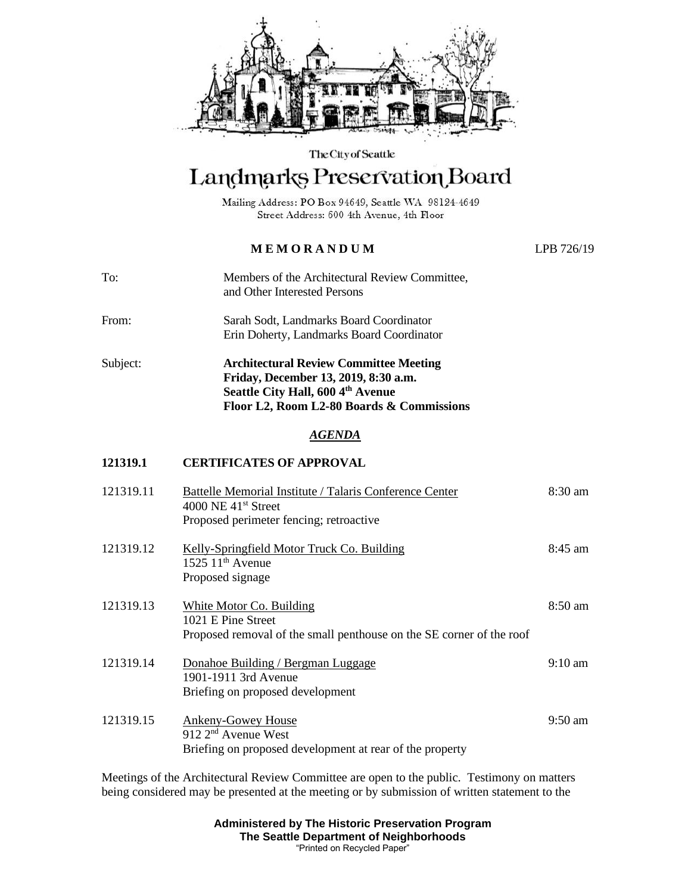The City of Seattle

# Landmarks Preservation Board

Mailing Address: PO Box 94649, Seattle WA 98124-4649
Street Address: 600 4th Avenue, 4th Floor

**M E M O R A N D U M** LPB 726/19

| | |
|---|---|
| To: | Members of the Architectural Review Committee, and Other Interested Persons |
| From: | Sarah Sodt, Landmarks Board Coordinator<br>Erin Doherty, Landmarks Board Coordinator |
| Subject: | **Architectural Review Committee Meeting**<br>**Friday, December 13, 2019, 8:30 a.m.**<br>**Seattle City Hall, 600 4th Avenue**<br>**Floor L2, Room L2-80 Boards & Commissions** |

## *AGENDA*

**121319.1 CERTIFICATES OF APPROVAL**

| | | |
|---|---|---|
| 121319.11 | Battelle Memorial Institute / Talaris Conference Center<br>4000 NE 41st Street<br>Proposed perimeter fencing; retroactive | 8:30 am |
| 121319.12 | Kelly-Springfield Motor Truck Co. Building<br>1525 11th Avenue<br>Proposed signage | 8:45 am |
| 121319.13 | White Motor Co. Building<br>1021 E Pine Street<br>Proposed removal of the small penthouse on the SE corner of the roof | 8:50 am |
| 121319.14 | Donahoe Building / Bergman Luggage<br>1901-1911 3rd Avenue<br>Briefing on proposed development | 9:10 am |
| 121319.15 | Ankeny-Gowey House<br>912 2nd Avenue West<br>Briefing on proposed development at rear of the property | 9:50 am |

Meetings of the Architectural Review Committee are open to the public. Testimony on matters being considered may be presented at the meeting or by submission of written statement to the

**Administered by The Historic Preservation Program**
**The Seattle Department of Neighborhoods**
"Printed on Recycled Paper"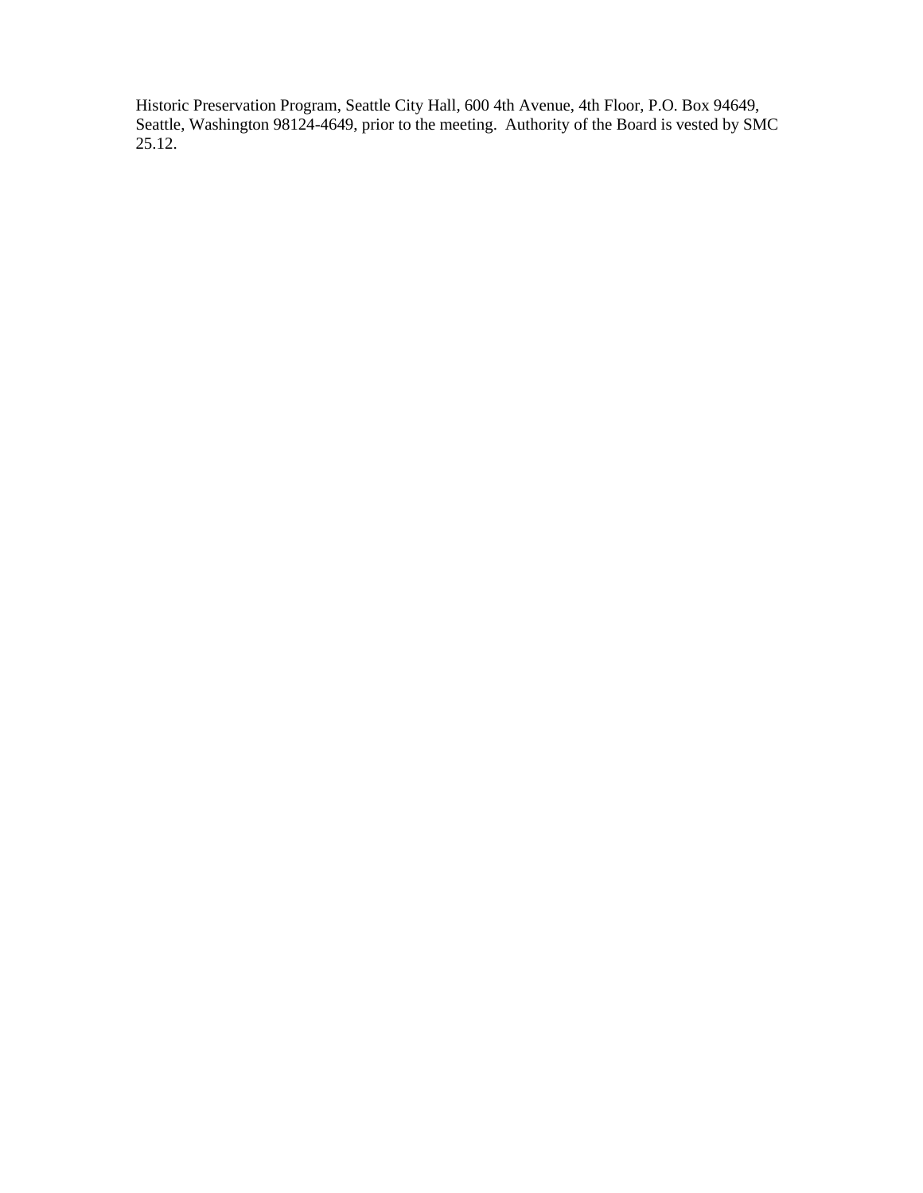Historic Preservation Program, Seattle City Hall, 600 4th Avenue, 4th Floor, P.O. Box 94649, Seattle, Washington 98124-4649, prior to the meeting. Authority of the Board is vested by SMC 25.12.